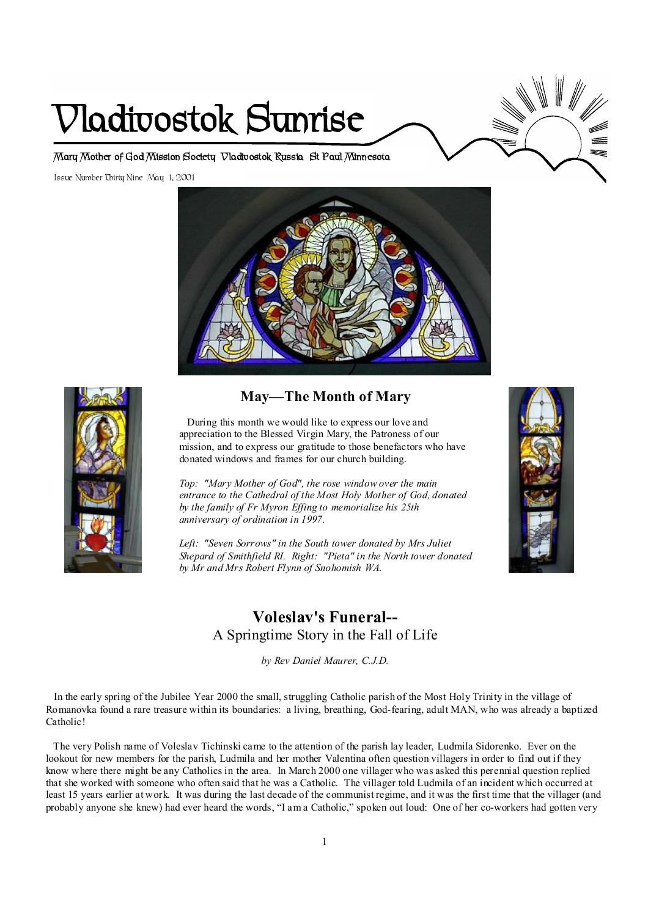# Vladivostok Sunrise

Mary Mother of God Mission Society Vladivostok Russia St Paul Minnesota

Issue Number Thirty Nine May 1, 2001

## May—The Month of Mary

During this month we would like to express our love and appreciation to the Blessed Virgin Mary, the Patroness of our mission, and to express our gratitude to those benefactors who have donated windows and frames for our church building.

*Top: "Mary Mother of God", the rose window over the main entrance to the Cathedral of the Most Holy Mother of God, donated by the family of Fr Myron Effing to memorialize his 25th anniversary of ordination in 1997.*

*Left: "Seven Sorrows" in the South tower donated by Mrs Juliet Shepard of Smithfield RI. Right: "Pieta" in the North tower donated by Mr and Mrs Robert Flynn of Snohomish WA.*

## Voleslav's Funeral--
### A Springtime Story in the Fall of Life

*by Rev Daniel Maurer, C.J.D.*

In the early spring of the Jubilee Year 2000 the small, struggling Catholic parish of the Most Holy Trinity in the village of Romanovka found a rare treasure within its boundaries: a living, breathing, God-fearing, adult MAN, who was already a baptized Catholic!

The very Polish name of Voleslav Tichinski came to the attention of the parish lay leader, Ludmila Sidorenko. Ever on the lookout for new members for the parish, Ludmila and her mother Valentina often question villagers in order to find out if they know where there might be any Catholics in the area. In March 2000 one villager who was asked this perennial question replied that she worked with someone who often said that he was a Catholic. The villager told Ludmila of an incident which occurred at least 15 years earlier at work. It was during the last decade of the communist regime, and it was the first time that the villager (and probably anyone she knew) had ever heard the words, "I am a Catholic," spoken out loud: One of her co-workers had gotten very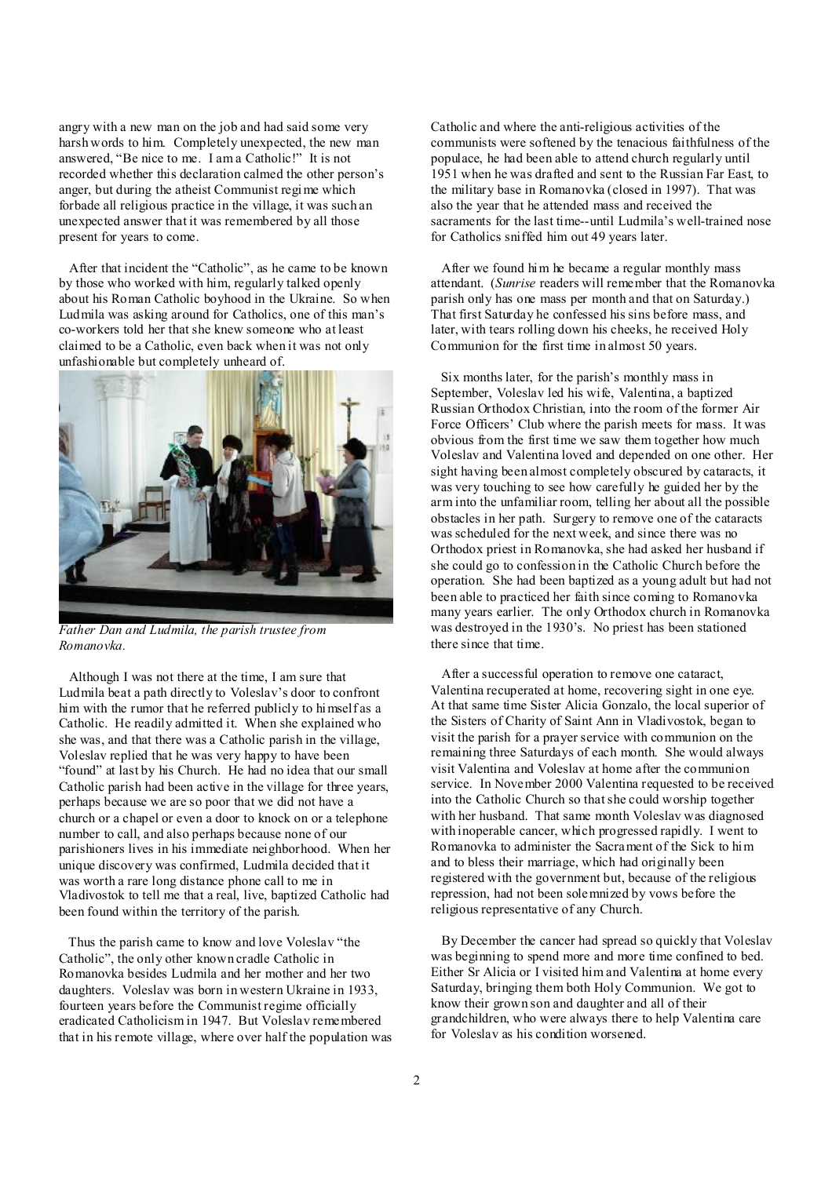angry with a new man on the job and had said some very harsh words to him. Completely unexpected, the new man answered, "Be nice to me. I am a Catholic!" It is not recorded whether this declaration calmed the other person's anger, but during the atheist Communist regime which forbade all religious practice in the village, it was such an unexpected answer that it was remembered by all those present for years to come.

After that incident the "Catholic", as he came to be known by those who worked with him, regularly talked openly about his Roman Catholic boyhood in the Ukraine. So when Ludmila was asking around for Catholics, one of this man's co-workers told her that she knew someone who at least claimed to be a Catholic, even back when it was not only unfashionable but completely unheard of.

*Father Dan and Ludmila, the parish trustee from Romanovka.*

Although I was not there at the time, I am sure that Ludmila beat a path directly to Voleslav's door to confront him with the rumor that he referred publicly to himself as a Catholic. He readily admitted it. When she explained who she was, and that there was a Catholic parish in the village, Voleslav replied that he was very happy to have been "found" at last by his Church. He had no idea that our small Catholic parish had been active in the village for three years, perhaps because we are so poor that we did not have a church or a chapel or even a door to knock on or a telephone number to call, and also perhaps because none of our parishioners lives in his immediate neighborhood. When her unique discovery was confirmed, Ludmila decided that it was worth a rare long distance phone call to me in Vladivostok to tell me that a real, live, baptized Catholic had been found within the territory of the parish.

Thus the parish came to know and love Voleslav "the Catholic", the only other known cradle Catholic in Romanovka besides Ludmila and her mother and her two daughters. Voleslav was born in western Ukraine in 1933, fourteen years before the Communist regime officially eradicated Catholicism in 1947. But Voleslav remembered that in his remote village, where over half the population was Catholic and where the anti-religious activities of the communists were softened by the tenacious faithfulness of the populace, he had been able to attend church regularly until 1951 when he was drafted and sent to the Russian Far East, to the military base in Romanovka (closed in 1997). That was also the year that he attended mass and received the sacraments for the last time--until Ludmila's well-trained nose for Catholics sniffed him out 49 years later.

After we found him he became a regular monthly mass attendant. (*Sunrise* readers will remember that the Romanovka parish only has one mass per month and that on Saturday.) That first Saturday he confessed his sins before mass, and later, with tears rolling down his cheeks, he received Holy Communion for the first time in almost 50 years.

Six months later, for the parish's monthly mass in September, Voleslav led his wife, Valentina, a baptized Russian Orthodox Christian, into the room of the former Air Force Officers' Club where the parish meets for mass. It was obvious from the first time we saw them together how much Voleslav and Valentina loved and depended on one other. Her sight having been almost completely obscured by cataracts, it was very touching to see how carefully he guided her by the arm into the unfamiliar room, telling her about all the possible obstacles in her path. Surgery to remove one of the cataracts was scheduled for the next week, and since there was no Orthodox priest in Romanovka, she had asked her husband if she could go to confession in the Catholic Church before the operation. She had been baptized as a young adult but had not been able to practiced her faith since coming to Romanovka many years earlier. The only Orthodox church in Romanovka was destroyed in the 1930's. No priest has been stationed there since that time.

After a successful operation to remove one cataract, Valentina recuperated at home, recovering sight in one eye. At that same time Sister Alicia Gonzalo, the local superior of the Sisters of Charity of Saint Ann in Vladivostok, began to visit the parish for a prayer service with communion on the remaining three Saturdays of each month. She would always visit Valentina and Voleslav at home after the communion service. In November 2000 Valentina requested to be received into the Catholic Church so that she could worship together with her husband. That same month Voleslav was diagnosed with inoperable cancer, which progressed rapidly. I went to Romanovka to administer the Sacrament of the Sick to him and to bless their marriage, which had originally been registered with the government but, because of the religious repression, had not been solemnized by vows before the religious representative of any Church.

By December the cancer had spread so quickly that Voleslav was beginning to spend more and more time confined to bed. Either Sr Alicia or I visited him and Valentina at home every Saturday, bringing them both Holy Communion. We got to know their grown son and daughter and all of their grandchildren, who were always there to help Valentina care for Voleslav as his condition worsened.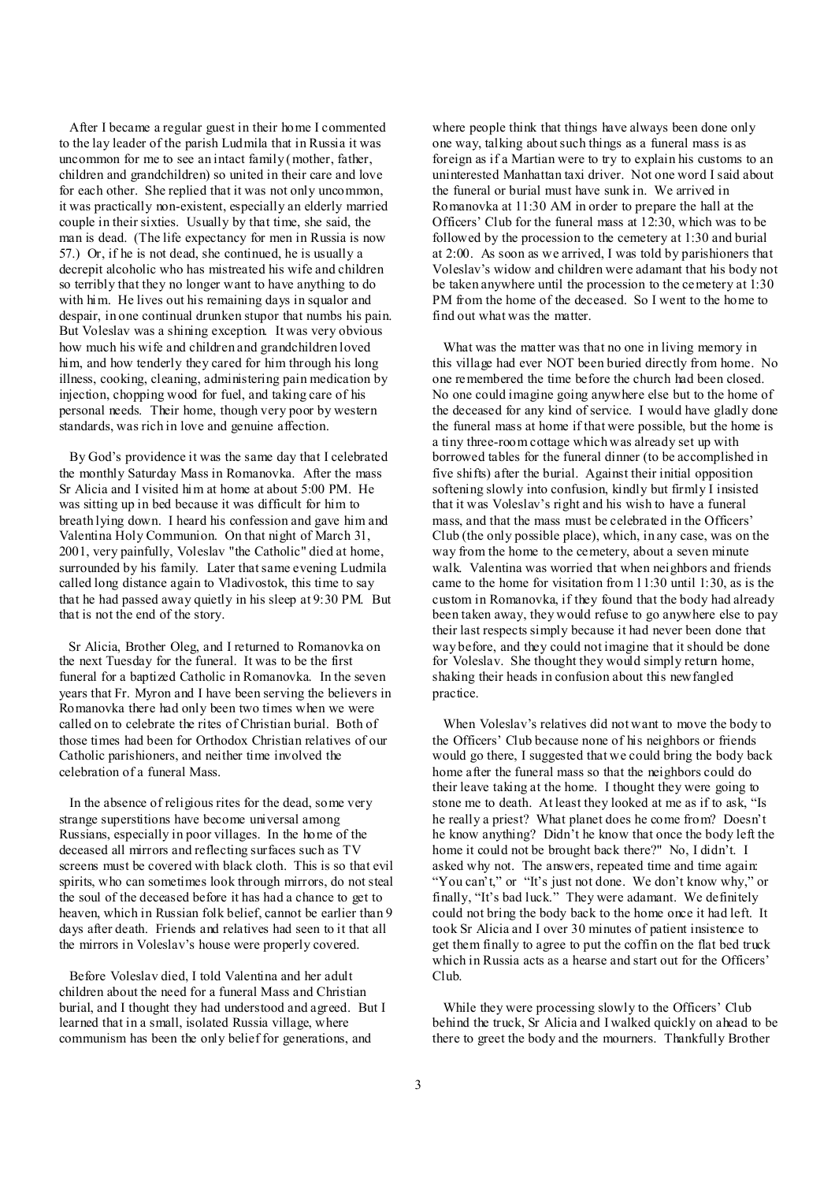After I became a regular guest in their home I commented to the lay leader of the parish Ludmila that in Russia it was uncommon for me to see an intact family (mother, father, children and grandchildren) so united in their care and love for each other. She replied that it was not only uncommon, it was practically non-existent, especially an elderly married couple in their sixties. Usually by that time, she said, the man is dead. (The life expectancy for men in Russia is now 57.) Or, if he is not dead, she continued, he is usually a decrepit alcoholic who has mistreated his wife and children so terribly that they no longer want to have anything to do with him. He lives out his remaining days in squalor and despair, in one continual drunken stupor that numbs his pain. But Voleslav was a shining exception. It was very obvious how much his wife and children and grandchildren loved him, and how tenderly they cared for him through his long illness, cooking, cleaning, administering pain medication by injection, chopping wood for fuel, and taking care of his personal needs. Their home, though very poor by western standards, was rich in love and genuine affection.

By God's providence it was the same day that I celebrated the monthly Saturday Mass in Romanovka. After the mass Sr Alicia and I visited him at home at about 5:00 PM. He was sitting up in bed because it was difficult for him to breath lying down. I heard his confession and gave him and Valentina Holy Communion. On that night of March 31, 2001, very painfully, Voleslav "the Catholic" died at home, surrounded by his family. Later that same evening Ludmila called long distance again to Vladivostok, this time to say that he had passed away quietly in his sleep at 9:30 PM. But that is not the end of the story.

Sr Alicia, Brother Oleg, and I returned to Romanovka on the next Tuesday for the funeral. It was to be the first funeral for a baptized Catholic in Romanovka. In the seven years that Fr. Myron and I have been serving the believers in Romanovka there had only been two times when we were called on to celebrate the rites of Christian burial. Both of those times had been for Orthodox Christian relatives of our Catholic parishioners, and neither time involved the celebration of a funeral Mass.

In the absence of religious rites for the dead, some very strange superstitions have become universal among Russians, especially in poor villages. In the home of the deceased all mirrors and reflecting surfaces such as TV screens must be covered with black cloth. This is so that evil spirits, who can sometimes look through mirrors, do not steal the soul of the deceased before it has had a chance to get to heaven, which in Russian folk belief, cannot be earlier than 9 days after death. Friends and relatives had seen to it that all the mirrors in Voleslav's house were properly covered.

Before Voleslav died, I told Valentina and her adult children about the need for a funeral Mass and Christian burial, and I thought they had understood and agreed. But I learned that in a small, isolated Russia village, where communism has been the only belief for generations, and where people think that things have always been done only one way, talking about such things as a funeral mass is as foreign as if a Martian were to try to explain his customs to an uninterested Manhattan taxi driver. Not one word I said about the funeral or burial must have sunk in. We arrived in Romanovka at 11:30 AM in order to prepare the hall at the Officers' Club for the funeral mass at 12:30, which was to be followed by the procession to the cemetery at 1:30 and burial at 2:00. As soon as we arrived, I was told by parishioners that Voleslav's widow and children were adamant that his body not be taken anywhere until the procession to the cemetery at 1:30 PM from the home of the deceased. So I went to the home to find out what was the matter.

What was the matter was that no one in living memory in this village had ever NOT been buried directly from home. No one remembered the time before the church had been closed. No one could imagine going anywhere else but to the home of the deceased for any kind of service. I would have gladly done the funeral mass at home if that were possible, but the home is a tiny three-room cottage which was already set up with borrowed tables for the funeral dinner (to be accomplished in five shifts) after the burial. Against their initial opposition softening slowly into confusion, kindly but firmly I insisted that it was Voleslav's right and his wish to have a funeral mass, and that the mass must be celebrated in the Officers' Club (the only possible place), which, in any case, was on the way from the home to the cemetery, about a seven minute walk. Valentina was worried that when neighbors and friends came to the home for visitation from 11:30 until 1:30, as is the custom in Romanovka, if they found that the body had already been taken away, they would refuse to go anywhere else to pay their last respects simply because it had never been done that way before, and they could not imagine that it should be done for Voleslav. She thought they would simply return home, shaking their heads in confusion about this newfangled practice.

When Voleslav's relatives did not want to move the body to the Officers' Club because none of his neighbors or friends would go there, I suggested that we could bring the body back home after the funeral mass so that the neighbors could do their leave taking at the home. I thought they were going to stone me to death. At least they looked at me as if to ask, "Is he really a priest? What planet does he come from? Doesn't he know anything? Didn't he know that once the body left the home it could not be brought back there?" No, I didn't. I asked why not. The answers, repeated time and time again: "You can't," or "It's just not done. We don't know why," or finally, "It's bad luck." They were adamant. We definitely could not bring the body back to the home once it had left. It took Sr Alicia and I over 30 minutes of patient insistence to get them finally to agree to put the coffin on the flat bed truck which in Russia acts as a hearse and start out for the Officers' Club.

While they were processing slowly to the Officers' Club behind the truck, Sr Alicia and I walked quickly on ahead to be there to greet the body and the mourners. Thankfully Brother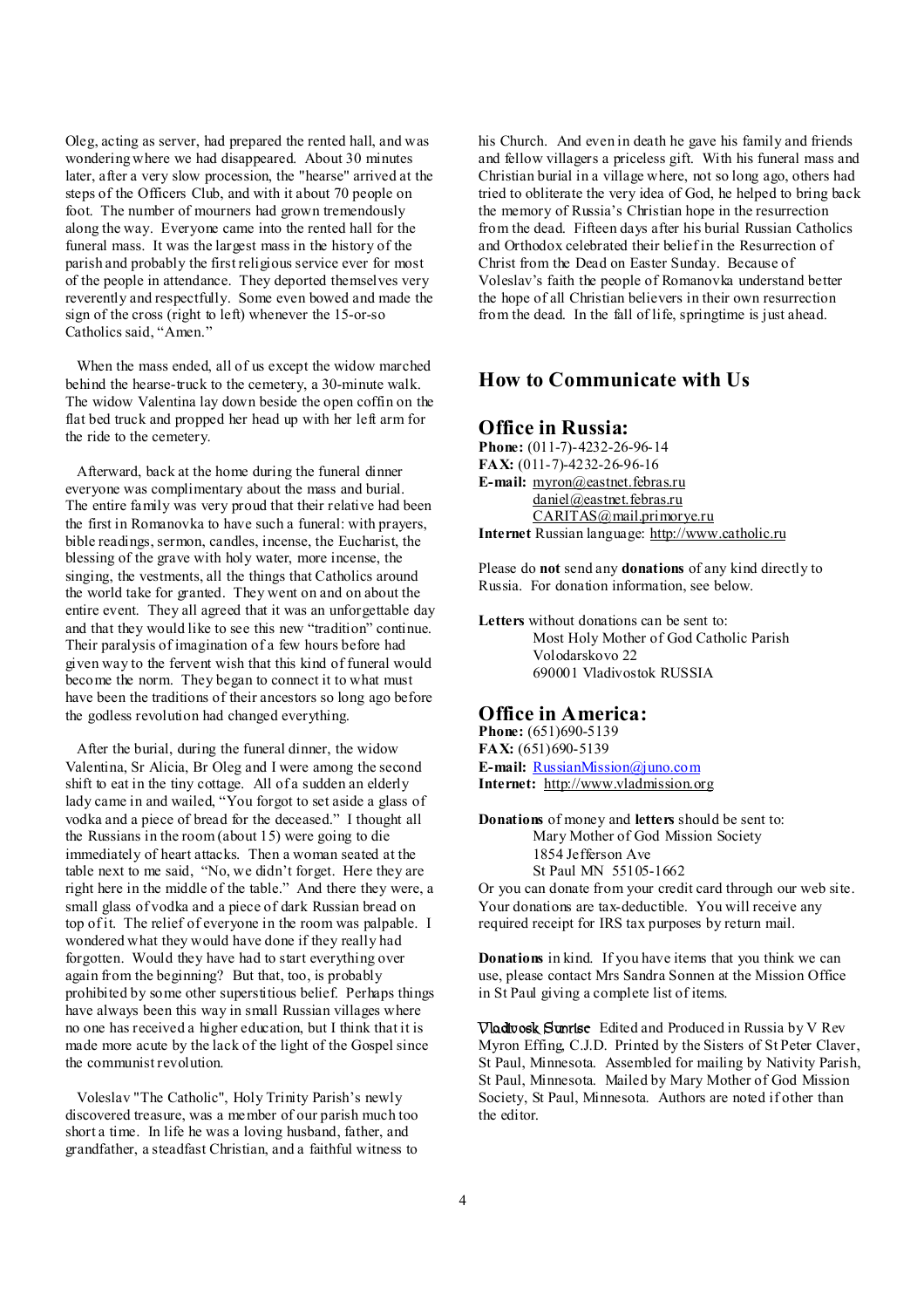Oleg, acting as server, had prepared the rented hall, and was wondering where we had disappeared. About 30 minutes later, after a very slow procession, the "hearse" arrived at the steps of the Officers Club, and with it about 70 people on foot. The number of mourners had grown tremendously along the way. Everyone came into the rented hall for the funeral mass. It was the largest mass in the history of the parish and probably the first religious service ever for most of the people in attendance. They deported themselves very reverently and respectfully. Some even bowed and made the sign of the cross (right to left) whenever the 15-or-so Catholics said, "Amen."

When the mass ended, all of us except the widow marched behind the hearse-truck to the cemetery, a 30-minute walk. The widow Valentina lay down beside the open coffin on the flat bed truck and propped her head up with her left arm for the ride to the cemetery.

Afterward, back at the home during the funeral dinner everyone was complimentary about the mass and burial. The entire family was very proud that their relative had been the first in Romanovka to have such a funeral: with prayers, bible readings, sermon, candles, incense, the Eucharist, the blessing of the grave with holy water, more incense, the singing, the vestments, all the things that Catholics around the world take for granted. They went on and on about the entire event. They all agreed that it was an unforgettable day and that they would like to see this new "tradition" continue. Their paralysis of imagination of a few hours before had given way to the fervent wish that this kind of funeral would become the norm. They began to connect it to what must have been the traditions of their ancestors so long ago before the godless revolution had changed everything.

After the burial, during the funeral dinner, the widow Valentina, Sr Alicia, Br Oleg and I were among the second shift to eat in the tiny cottage. All of a sudden an elderly lady came in and wailed, "You forgot to set aside a glass of vodka and a piece of bread for the deceased." I thought all the Russians in the room (about 15) were going to die immediately of heart attacks. Then a woman seated at the table next to me said, "No, we didn't forget. Here they are right here in the middle of the table." And there they were, a small glass of vodka and a piece of dark Russian bread on top of it. The relief of everyone in the room was palpable. I wondered what they would have done if they really had forgotten. Would they have had to start everything over again from the beginning? But that, too, is probably prohibited by some other superstitious belief. Perhaps things have always been this way in small Russian villages where no one has received a higher education, but I think that it is made more acute by the lack of the light of the Gospel since the communist revolution.

Voleslav "The Catholic", Holy Trinity Parish's newly discovered treasure, was a member of our parish much too short a time. In life he was a loving husband, father, and grandfather, a steadfast Christian, and a faithful witness to his Church. And even in death he gave his family and friends and fellow villagers a priceless gift. With his funeral mass and Christian burial in a village where, not so long ago, others had tried to obliterate the very idea of God, he helped to bring back the memory of Russia's Christian hope in the resurrection from the dead. Fifteen days after his burial Russian Catholics and Orthodox celebrated their belief in the Resurrection of Christ from the Dead on Easter Sunday. Because of Voleslav's faith the people of Romanovka understand better the hope of all Christian believers in their own resurrection from the dead. In the fall of life, springtime is just ahead.

## How to Communicate with Us

### Office in Russia:

**Phone:** (011-7)-4232-26-96-14
**FAX:** (011-7)-4232-26-96-16
**E-mail:** myron@eastnet.febras.ru
daniel@eastnet.febras.ru
CARITAS@mail.primorye.ru
**Internet** Russian language: http://www.catholic.ru

Please do **not** send any **donations** of any kind directly to Russia. For donation information, see below.

**Letters** without donations can be sent to:
Most Holy Mother of God Catholic Parish
Volodarskovo 22
690001 Vladivostok RUSSIA

### Office in America:

**Phone:** (651)690-5139
**FAX:** (651)690-5139
**E-mail:** RussianMission@juno.com
**Internet:** http://www.vladmission.org

**Donations** of money and **letters** should be sent to:
Mary Mother of God Mission Society
1854 Jefferson Ave
St Paul MN 55105-1662
Or you can donate from your credit card through our web site. Your donations are tax-deductible. You will receive any required receipt for IRS tax purposes by return mail.

**Donations** in kind. If you have items that you think we can use, please contact Mrs Sandra Sonnen at the Mission Office in St Paul giving a complete list of items.

Vladivostok Sunrise Edited and Produced in Russia by V Rev Myron Effing, C.J.D. Printed by the Sisters of St Peter Claver, St Paul, Minnesota. Assembled for mailing by Nativity Parish, St Paul, Minnesota. Mailed by Mary Mother of God Mission Society, St Paul, Minnesota. Authors are noted if other than the editor.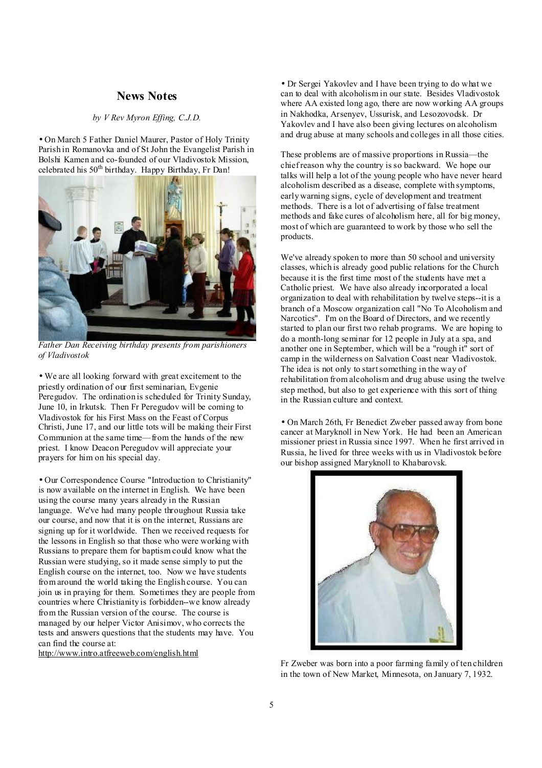## News Notes

*by V Rev Myron Effing, C.J.D.*

• On March 5 Father Daniel Maurer, Pastor of Holy Trinity Parish in Romanovka and of St John the Evangelist Parish in Bolshi Kamen and co-founded of our Vladivostok Mission, celebrated his 50th birthday. Happy Birthday, Fr Dan!

*Father Dan Receiving birthday presents from parishioners of Vladivostok*

• We are all looking forward with great excitement to the priestly ordination of our first seminarian, Evgenie Peregudov. The ordination is scheduled for Trinity Sunday, June 10, in Irkutsk. Then Fr Peregudov will be coming to Vladivostok for his First Mass on the Feast of Corpus Christi, June 17, and our little tots will be making their First Communion at the same time—from the hands of the new priest. I know Deacon Peregudov will appreciate your prayers for him on his special day.

• Our Correspondence Course "Introduction to Christianity" is now available on the internet in English. We have been using the course many years already in the Russian language. We've had many people throughout Russia take our course, and now that it is on the internet, Russians are signing up for it worldwide. Then we received requests for the lessons in English so that those who were working with Russians to prepare them for baptism could know what the Russian were studying, so it made sense simply to put the English course on the internet, too. Now we have students from around the world taking the English course. You can join us in praying for them. Sometimes they are people from countries where Christianity is forbidden--we know already from the Russian version of the course. The course is managed by our helper Victor Anisimov, who corrects the tests and answers questions that the students may have. You can find the course at: http://www.intro.atfreeweb.com/english.html

• Dr Sergei Yakovlev and I have been trying to do what we can to deal with alcoholism in our state. Besides Vladivostok where AA existed long ago, there are now working AA groups in Nakhodka, Arsenyev, Ussurisk, and Lesozovodsk. Dr Yakovlev and I have also been giving lectures on alcoholism and drug abuse at many schools and colleges in all those cities.

These problems are of massive proportions in Russia—the chief reason why the country is so backward. We hope our talks will help a lot of the young people who have never heard alcoholism described as a disease, complete with symptoms, early warning signs, cycle of development and treatment methods. There is a lot of advertising of false treatment methods and fake cures of alcoholism here, all for big money, most of which are guaranteed to work by those who sell the products.

We've already spoken to more than 50 school and university classes, which is already good public relations for the Church because it is the first time most of the students have met a Catholic priest. We have also already incorporated a local organization to deal with rehabilitation by twelve steps--it is a branch of a Moscow organization call "No To Alcoholism and Narcotics". I'm on the Board of Directors, and we recently started to plan our first two rehab programs. We are hoping to do a month-long seminar for 12 people in July at a spa, and another one in September, which will be a "rough it" sort of camp in the wilderness on Salvation Coast near Vladivostok. The idea is not only to start something in the way of rehabilitation from alcoholism and drug abuse using the twelve step method, but also to get experience with this sort of thing in the Russian culture and context.

• On March 26th, Fr Benedict Zweber passed away from bone cancer at Maryknoll in New York. He had been an American missioner priest in Russia since 1997. When he first arrived in Russia, he lived for three weeks with us in Vladivostok before our bishop assigned Maryknoll to Khabarovsk.

Fr Zweber was born into a poor farming family of ten children in the town of New Market, Minnesota, on January 7, 1932.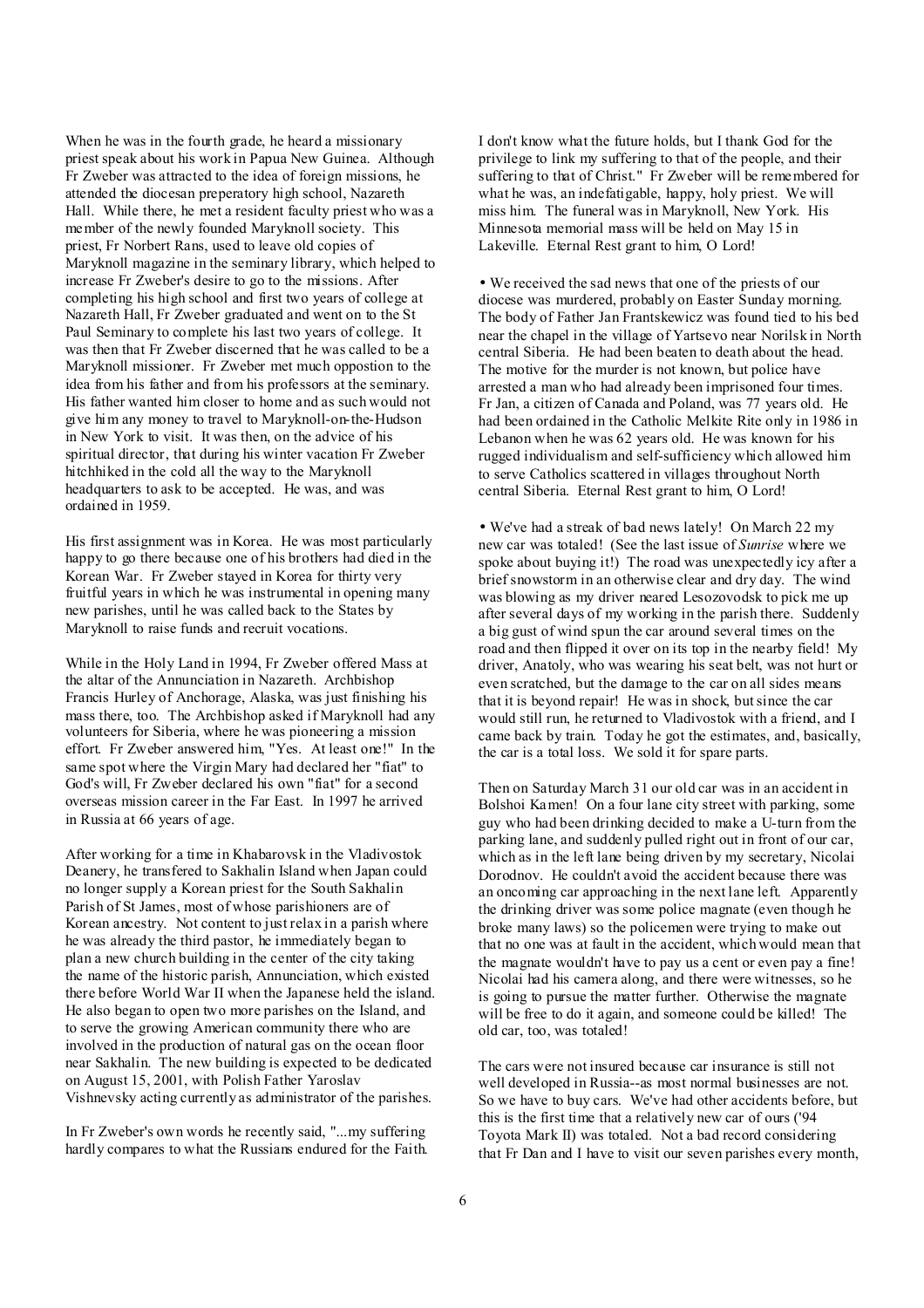When he was in the fourth grade, he heard a missionary priest speak about his work in Papua New Guinea. Although Fr Zweber was attracted to the idea of foreign missions, he attended the diocesan preparatory high school, Nazareth Hall. While there, he met a resident faculty priest who was a member of the newly founded Maryknoll society. This priest, Fr Norbert Rans, used to leave old copies of Maryknoll magazine in the seminary library, which helped to increase Fr Zweber's desire to go to the missions. After completing his high school and first two years of college at Nazareth Hall, Fr Zweber graduated and went on to the St Paul Seminary to complete his last two years of college. It was then that Fr Zweber discerned that he was called to be a Maryknoll missioner. Fr Zweber met much oppostion to the idea from his father and from his professors at the seminary. His father wanted him closer to home and as such would not give him any money to travel to Maryknoll-on-the-Hudson in New York to visit. It was then, on the advice of his spiritual director, that during his winter vacation Fr Zweber hitchhiked in the cold all the way to the Maryknoll headquarters to ask to be accepted. He was, and was ordained in 1959.

His first assignment was in Korea. He was most particularly happy to go there because one of his brothers had died in the Korean War. Fr Zweber stayed in Korea for thirty very fruitful years in which he was instrumental in opening many new parishes, until he was called back to the States by Maryknoll to raise funds and recruit vocations.

While in the Holy Land in 1994, Fr Zweber offered Mass at the altar of the Annunciation in Nazareth. Archbishop Francis Hurley of Anchorage, Alaska, was just finishing his mass there, too. The Archbishop asked if Maryknoll had any volunteers for Siberia, where he was pioneering a mission effort. Fr Zweber answered him, "Yes. At least one!" In the same spot where the Virgin Mary had declared her "fiat" to God's will, Fr Zweber declared his own "fiat" for a second overseas mission career in the Far East. In 1997 he arrived in Russia at 66 years of age.

After working for a time in Khabarovsk in the Vladivostok Deanery, he transfered to Sakhalin Island when Japan could no longer supply a Korean priest for the South Sakhalin Parish of St James, most of whose parishioners are of Korean ancestry. Not content to just relax in a parish where he was already the third pastor, he immediately began to plan a new church building in the center of the city taking the name of the historic parish, Annunciation, which existed there before World War II when the Japanese held the island. He also began to open two more parishes on the Island, and to serve the growing American community there who are involved in the production of natural gas on the ocean floor near Sakhalin. The new building is expected to be dedicated on August 15, 2001, with Polish Father Yaroslav Vishnevsky acting currently as administrator of the parishes.

In Fr Zweber's own words he recently said, "...my suffering hardly compares to what the Russians endured for the Faith. I don't know what the future holds, but I thank God for the privilege to link my suffering to that of the people, and their suffering to that of Christ." Fr Zweber will be remembered for what he was, an indefatigable, happy, holy priest. We will miss him. The funeral was in Maryknoll, New York. His Minnesota memorial mass will be held on May 15 in Lakeville. Eternal Rest grant to him, O Lord!

• We received the sad news that one of the priests of our diocese was murdered, probably on Easter Sunday morning. The body of Father Jan Frantskewicz was found tied to his bed near the chapel in the village of Yartsevo near Norilsk in North central Siberia. He had been beaten to death about the head. The motive for the murder is not known, but police have arrested a man who had already been imprisoned four times. Fr Jan, a citizen of Canada and Poland, was 77 years old. He had been ordained in the Catholic Melkite Rite only in 1986 in Lebanon when he was 62 years old. He was known for his rugged individualism and self-sufficiency which allowed him to serve Catholics scattered in villages throughout North central Siberia. Eternal Rest grant to him, O Lord!

• We've had a streak of bad news lately! On March 22 my new car was totaled! (See the last issue of *Sunrise* where we spoke about buying it!) The road was unexpectedly icy after a brief snowstorm in an otherwise clear and dry day. The wind was blowing as my driver neared Lesozovodsk to pick me up after several days of my working in the parish there. Suddenly a big gust of wind spun the car around several times on the road and then flipped it over on its top in the nearby field! My driver, Anatoly, who was wearing his seat belt, was not hurt or even scratched, but the damage to the car on all sides means that it is beyond repair! He was in shock, but since the car would still run, he returned to Vladivostok with a friend, and I came back by train. Today he got the estimates, and, basically, the car is a total loss. We sold it for spare parts.

Then on Saturday March 31 our old car was in an accident in Bolshoi Kamen! On a four lane city street with parking, some guy who had been drinking decided to make a U-turn from the parking lane, and suddenly pulled right out in front of our car, which as in the left lane being driven by my secretary, Nicolai Dorodnov. He couldn't avoid the accident because there was an oncoming car approaching in the next lane left. Apparently the drinking driver was some police magnate (even though he broke many laws) so the policemen were trying to make out that no one was at fault in the accident, which would mean that the magnate wouldn't have to pay us a cent or even pay a fine! Nicolai had his camera along, and there were witnesses, so he is going to pursue the matter further. Otherwise the magnate will be free to do it again, and someone could be killed! The old car, too, was totaled!

The cars were not insured because car insurance is still not well developed in Russia--as most normal businesses are not. So we have to buy cars. We've had other accidents before, but this is the first time that a relatively new car of ours ('94 Toyota Mark II) was totaled. Not a bad record considering that Fr Dan and I have to visit our seven parishes every month,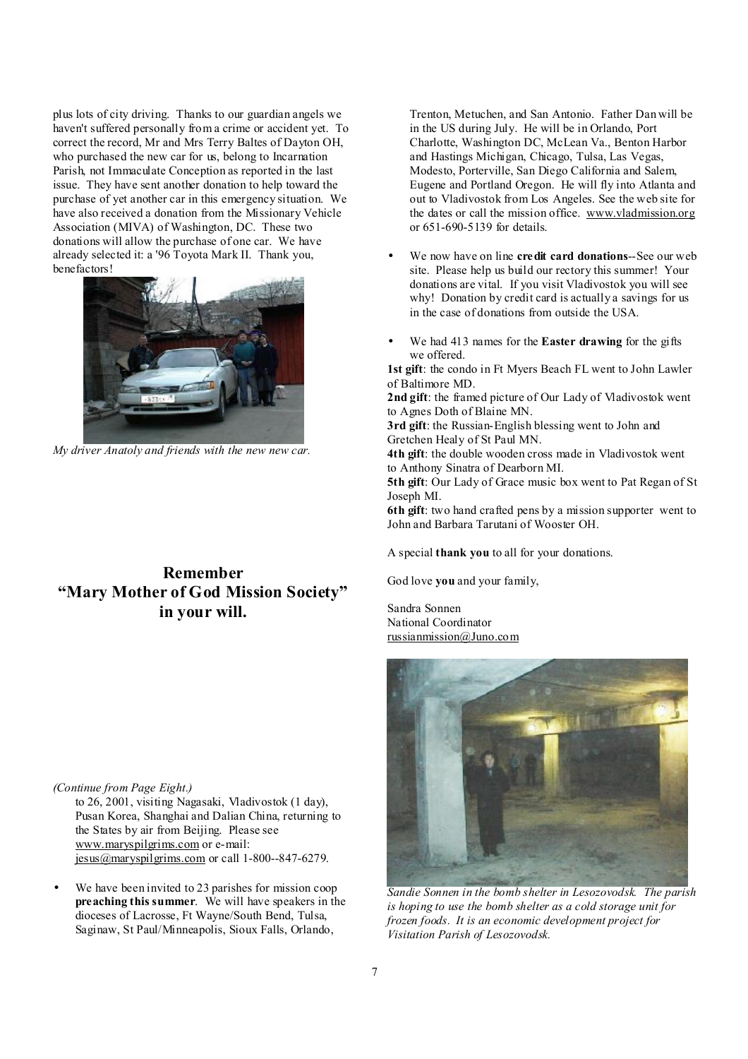plus lots of city driving. Thanks to our guardian angels we haven't suffered personally from a crime or accident yet. To correct the record, Mr and Mrs Terry Baltes of Dayton OH, who purchased the new car for us, belong to Incarnation Parish, not Immaculate Conception as reported in the last issue. They have sent another donation to help toward the purchase of yet another car in this emergency situation. We have also received a donation from the Missionary Vehicle Association (MIVA) of Washington, DC. These two donations will allow the purchase of one car. We have already selected it: a '96 Toyota Mark II. Thank you, benefactors!

*My driver Anatoly and friends with the new new car.*

## Remember "Mary Mother of God Mission Society" in your will.

*(Continue from Page Eight.)*

to 26, 2001, visiting Nagasaki, Vladivostok (1 day), Pusan Korea, Shanghai and Dalian China, returning to the States by air from Beijing. Please see www.maryspilgrims.com or e-mail: jesus@maryspilgrims.com or call 1-800--847-6279.

- We have been invited to 23 parishes for mission coop **preaching this summer**. We will have speakers in the dioceses of Lacrosse, Ft Wayne/South Bend, Tulsa, Saginaw, St Paul/Minneapolis, Sioux Falls, Orlando, Trenton, Metuchen, and San Antonio. Father Dan will be in the US during July. He will be in Orlando, Port Charlotte, Washington DC, McLean Va., Benton Harbor and Hastings Michigan, Chicago, Tulsa, Las Vegas, Modesto, Porterville, San Diego California and Salem, Eugene and Portland Oregon. He will fly into Atlanta and out to Vladivostok from Los Angeles. See the web site for the dates or call the mission office. www.vladmission.org or 651-690-5139 for details.

- We now have on line **credit card donations**--See our web site. Please help us build our rectory this summer! Your donations are vital. If you visit Vladivostok you will see why! Donation by credit card is actually a savings for us in the case of donations from outside the USA.

- We had 413 names for the **Easter drawing** for the gifts we offered.

**1st gift**: the condo in Ft Myers Beach FL went to John Lawler of Baltimore MD.
**2nd gift**: the framed picture of Our Lady of Vladivostok went to Agnes Doth of Blaine MN.
**3rd gift**: the Russian-English blessing went to John and Gretchen Healy of St Paul MN.
**4th gift**: the double wooden cross made in Vladivostok went to Anthony Sinatra of Dearborn MI.
**5th gift**: Our Lady of Grace music box went to Pat Regan of St Joseph MI.
**6th gift**: two hand crafted pens by a mission supporter went to John and Barbara Tarutani of Wooster OH.

A special **thank you** to all for your donations.

God love **you** and your family,

Sandra Sonnen
National Coordinator
russianmission@Juno.com

*Sandie Sonnen in the bomb shelter in Lesozovodsk. The parish is hoping to use the bomb shelter as a cold storage unit for frozen foods. It is an economic development project for Visitation Parish of Lesozovodsk.*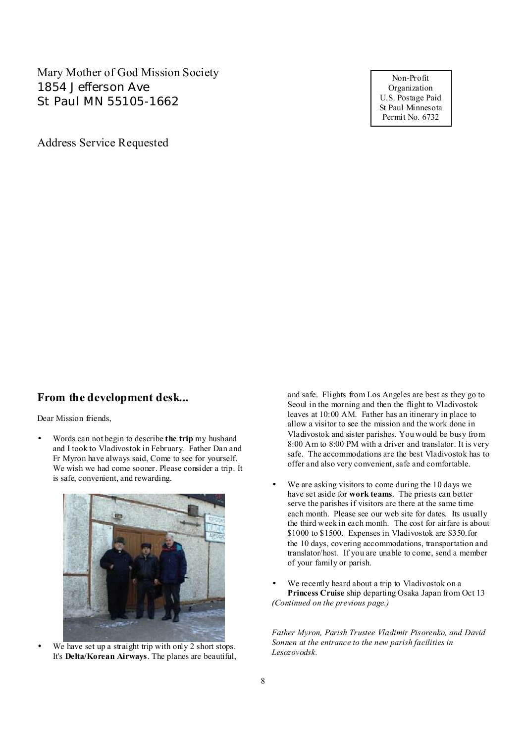Mary Mother of God Mission Society
1854 Jefferson Ave
St Paul MN 55105-1662

Non-Profit Organization
U.S. Postage Paid
St Paul Minnesota
Permit No. 6732

Address Service Requested

## From the development desk...

Dear Mission friends,

- Words can not begin to describe **the trip** my husband and I took to Vladivostok in February. Father Dan and Fr Myron have always said, Come to see for yourself. We wish we had come sooner. Please consider a trip. It is safe, convenient, and rewarding.
- We have set up a straight trip with only 2 short stops. It's **Delta/Korean Airways**. The planes are beautiful, and safe. Flights from Los Angeles are best as they go to Seoul in the morning and then the flight to Vladivostok leaves at 10:00 AM. Father has an itinerary in place to allow a visitor to see the mission and the work done in Vladivostok and sister parishes. You would be busy from 8:00 Am to 8:00 PM with a driver and translator. It is very safe. The accommodations are the best Vladivostok has to offer and also very convenient, safe and comfortable.
- We are asking visitors to come during the 10 days we have set aside for **work teams**. The priests can better serve the parishes if visitors are there at the same time each month. Please see our web site for dates. Its usually the third week in each month. The cost for airfare is about $1000 to $1500. Expenses in Vladivostok are $350.for the 10 days, covering accommodations, transportation and translator/host. If you are unable to come, send a member of your family or parish.
- We recently heard about a trip to Vladivostok on a **Princess Cruise** ship departing Osaka Japan from Oct 13

*(Continued on the previous page.)*

*Father Myron, Parish Trustee Vladimir Pisorenko, and David Sonnen at the entrance to the new parish facilities in Lesozovodsk.*